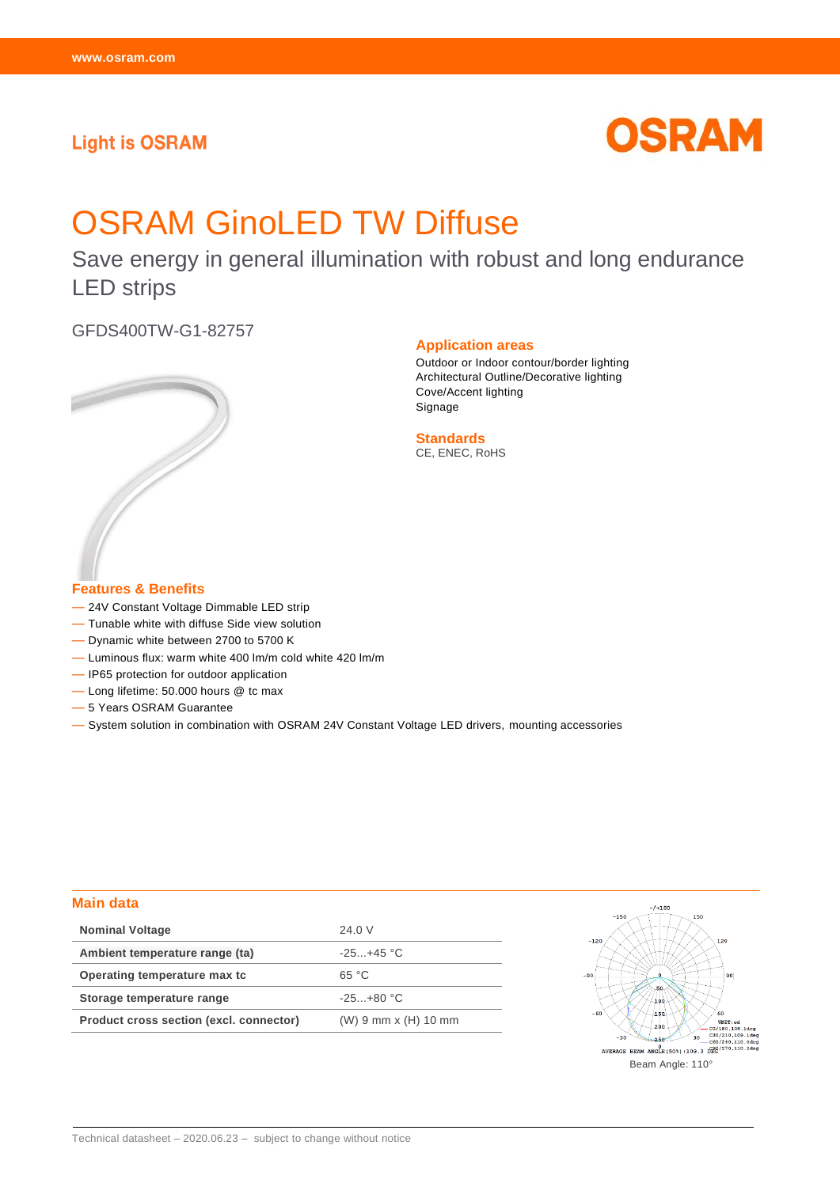Light is OSRAM

OSRAM

# OSRAM GinoLED TW Diffuse

## Save energy in general illumination with robust and long endurance LED strips

GFDS400TW-G1-82757

### Application areas

Outdoor or Indoor contour/border lighting
Architectural Outline/Decorative lighting
Cove/Accent lighting
Signage

### Standards

CE, ENEC, RoHS

### Features & Benefits

- 24V Constant Voltage Dimmable LED strip
- Tunable white with diffuse Side view solution
- Dynamic white between 2700 to 5700 K
- Luminous flux: warm white 400 lm/m cold white 420 lm/m
- IP65 protection for outdoor application
- Long lifetime: 50.000 hours @ tc max
- 5 Years OSRAM Guarantee
- System solution in combination with OSRAM 24V Constant Voltage LED drivers, mounting accessories

### Main data

| | |
|---|---|
| **Nominal Voltage** | 24.0 V |
| **Ambient temperature range (ta)** | -25...+45 °C |
| **Operating temperature max tc** | 65 °C |
| **Storage temperature range** | -25...+80 °C |
| **Product cross section (excl. connector)** | (W) 9 mm x (H) 10 mm |

Beam Angle: 110°

Technical datasheet – 2020.06.23 – subject to change without notice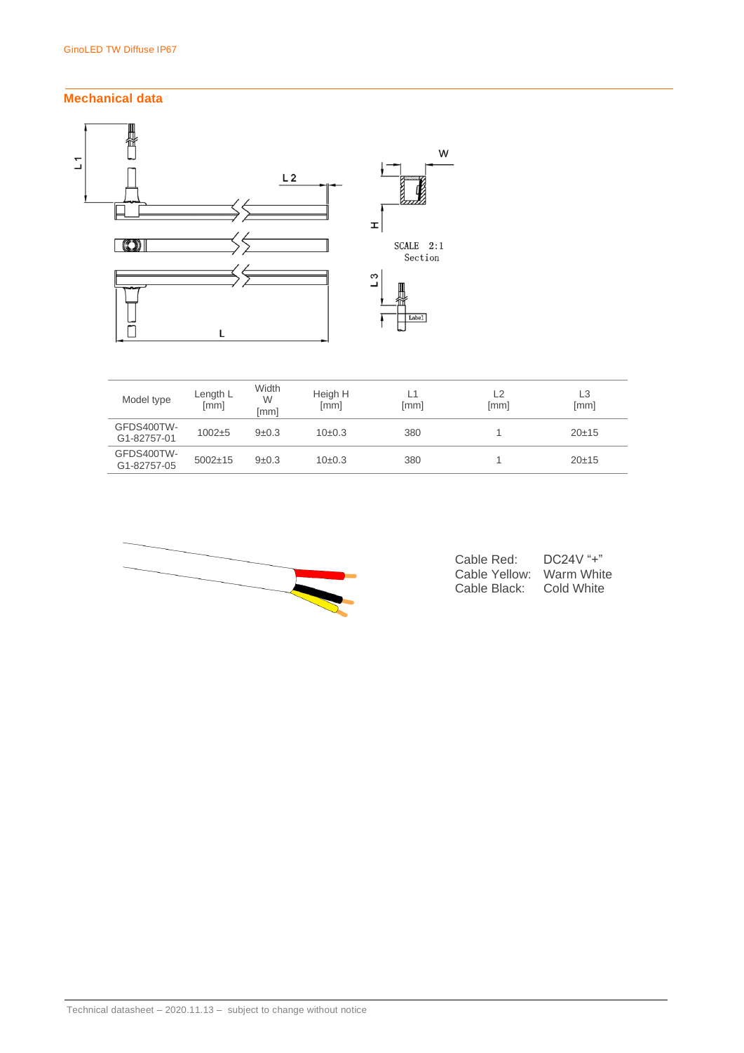## Mechanical data

| Model type | Length L [mm] | Width W [mm] | Heigh H [mm] | L1 [mm] | L2 [mm] | L3 [mm] |
|---|---|---|---|---|---|---|
| GFDS400TW-G1-82757-01 | 1002±5 | 9±0.3 | 10±0.3 | 380 | 1 | 20±15 |
| GFDS400TW-G1-82757-05 | 5002±15 | 9±0.3 | 10±0.3 | 380 | 1 | 20±15 |

Cable Red: DC24V "+"
Cable Yellow: Warm White
Cable Black: Cold White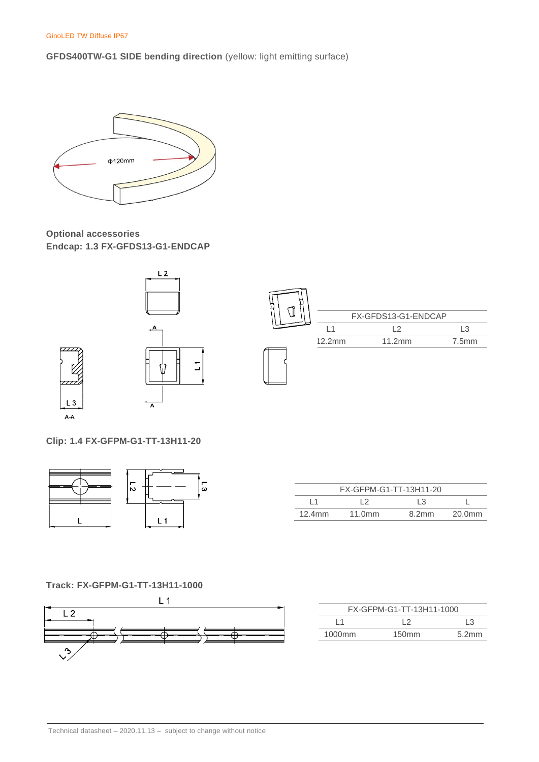**GFDS400TW-G1 SIDE bending direction** (yellow: light emitting surface)

Φ120mm

**Optional accessories**

**Endcap: 1.3 FX-GFDS13-G1-ENDCAP**

| FX-GFDS13-G1-ENDCAP | | |
|---|---|---|
| L1 | L2 | L3 |
| 12.2mm | 11.2mm | 7.5mm |

**Clip: 1.4 FX-GFPM-G1-TT-13H11-20**

| FX-GFPM-G1-TT-13H11-20 | | | |
|---|---|---|---|
| L1 | L2 | L3 | L |
| 12.4mm | 11.0mm | 8.2mm | 20.0mm |

**Track: FX-GFPM-G1-TT-13H11-1000**

| FX-GFPM-G1-TT-13H11-1000 | | |
|---|---|---|
| L1 | L2 | L3 |
| 1000mm | 150mm | 5.2mm |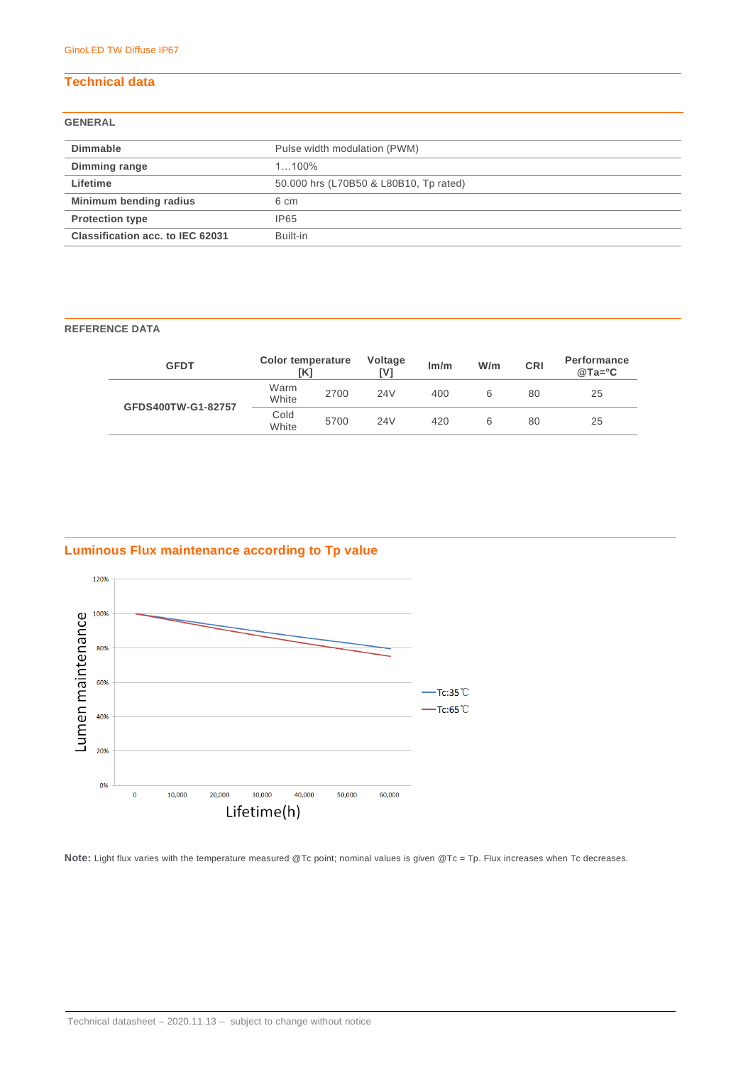# Technical data

## GENERAL

| | |
|---|---|
| **Dimmable** | Pulse width modulation (PWM) |
| **Dimming range** | 1…100% |
| **Lifetime** | 50.000 hrs (L70B50 & L80B10, Tp rated) |
| **Minimum bending radius** | 6 cm |
| **Protection type** | IP65 |
| **Classification acc. to IEC 62031** | Built-in |

## REFERENCE DATA

| GFDT | Color temperature [K] | | Voltage [V] | lm/m | W/m | CRI | Performance @Ta=°C |
|---|---|---|---|---|---|---|---|
| GFDS400TW-G1-82757 | Warm White | 2700 | 24V | 400 | 6 | 80 | 25 |
| | Cold White | 5700 | 24V | 420 | 6 | 80 | 25 |

## Luminous Flux maintenance according to Tp value

Lumen maintenance (0%–120%) vs. Lifetime(h) (0–60,000); legend: Tc:35℃, Tc:65℃

**Note:** Light flux varies with the temperature measured @Tc point; nominal values is given @Tc = Tp. Flux increases when Tc decreases.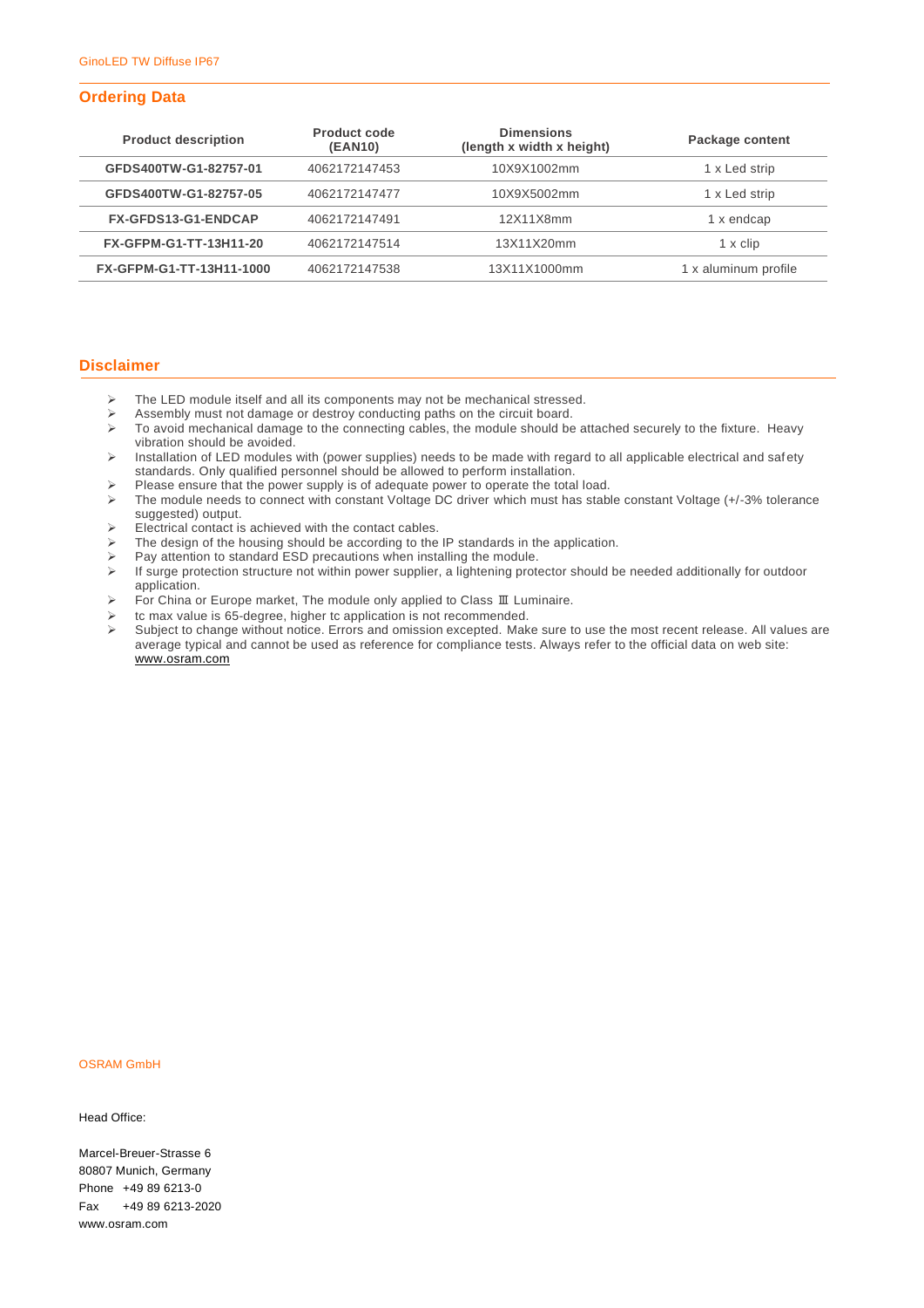## Ordering Data

| Product description | Product code (EAN10) | Dimensions (length x width x height) | Package content |
|---|---|---|---|
| GFDS400TW-G1-82757-01 | 4062172147453 | 10X9X1002mm | 1 x Led strip |
| GFDS400TW-G1-82757-05 | 4062172147477 | 10X9X5002mm | 1 x Led strip |
| FX-GFDS13-G1-ENDCAP | 4062172147491 | 12X11X8mm | 1 x endcap |
| FX-GFPM-G1-TT-13H11-20 | 4062172147514 | 13X11X20mm | 1 x clip |
| FX-GFPM-G1-TT-13H11-1000 | 4062172147538 | 13X11X1000mm | 1 x aluminum profile |

## Disclaimer

- The LED module itself and all its components may not be mechanical stressed.
- Assembly must not damage or destroy conducting paths on the circuit board.
- To avoid mechanical damage to the connecting cables, the module should be attached securely to the fixture. Heavy vibration should be avoided.
- Installation of LED modules with (power supplies) needs to be made with regard to all applicable electrical and safety standards. Only qualified personnel should be allowed to perform installation.
- Please ensure that the power supply is of adequate power to operate the total load.
- The module needs to connect with constant Voltage DC driver which must has stable constant Voltage (+/-3% tolerance suggested) output.
- Electrical contact is achieved with the contact cables.
- The design of the housing should be according to the IP standards in the application.
- Pay attention to standard ESD precautions when installing the module.
- If surge protection structure not within power supplier, a lightening protector should be needed additionally for outdoor application.
- For China or Europe market, The module only applied to Class Ⅲ Luminaire.
- tc max value is 65-degree, higher tc application is not recommended.
- Subject to change without notice. Errors and omission excepted. Make sure to use the most recent release. All values are average typical and cannot be used as reference for compliance tests. Always refer to the official data on web site: www.osram.com

OSRAM GmbH

Head Office:

Marcel-Breuer-Strasse 6
80807 Munich, Germany
Phone +49 89 6213-0
Fax +49 89 6213-2020
www.osram.com